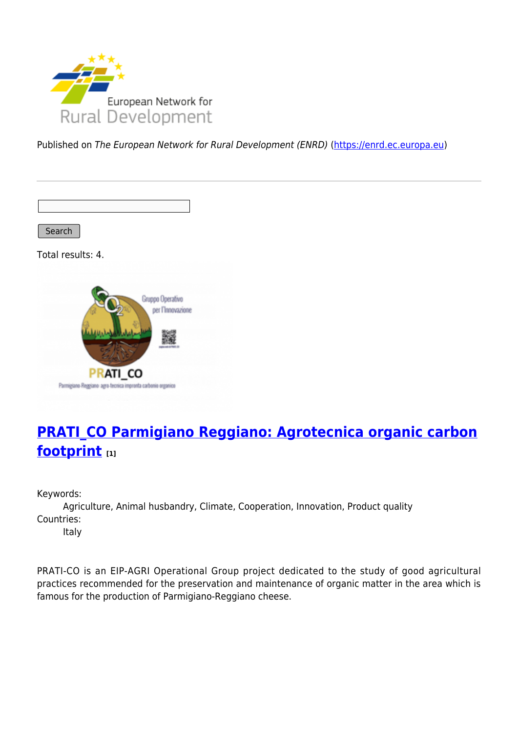Published on *The European Network for Rural Development (ENRD)* (https://enrd.ec.europa.eu)

Search

Total results: 4.

## PRATI_CO Parmigiano Reggiano: Agrotecnica organic carbon footprint [1]

Keywords:
Agriculture, Animal husbandry, Climate, Cooperation, Innovation, Product quality

Countries:
Italy

PRATI-CO is an EIP-AGRI Operational Group project dedicated to the study of good agricultural practices recommended for the preservation and maintenance of organic matter in the area which is famous for the production of Parmigiano-Reggiano cheese.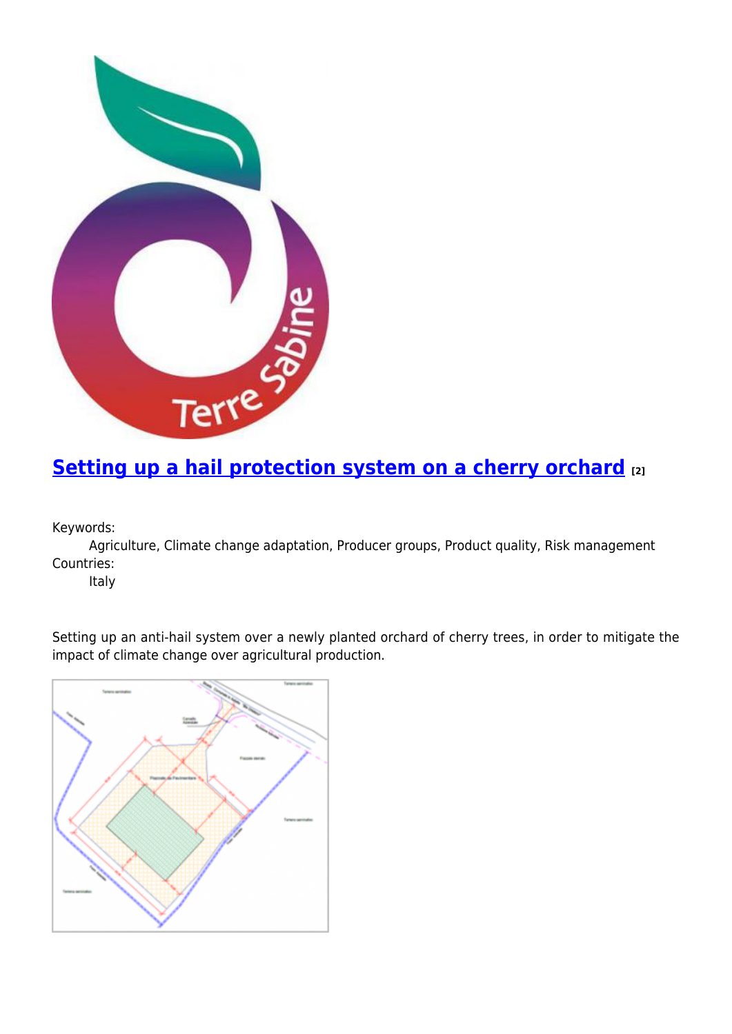## Setting up a hail protection system on a cherry orchard [2]

Keywords:
  Agriculture, Climate change adaptation, Producer groups, Product quality, Risk management

Countries:
  Italy

Setting up an anti-hail system over a newly planted orchard of cherry trees, in order to mitigate the impact of climate change over agricultural production.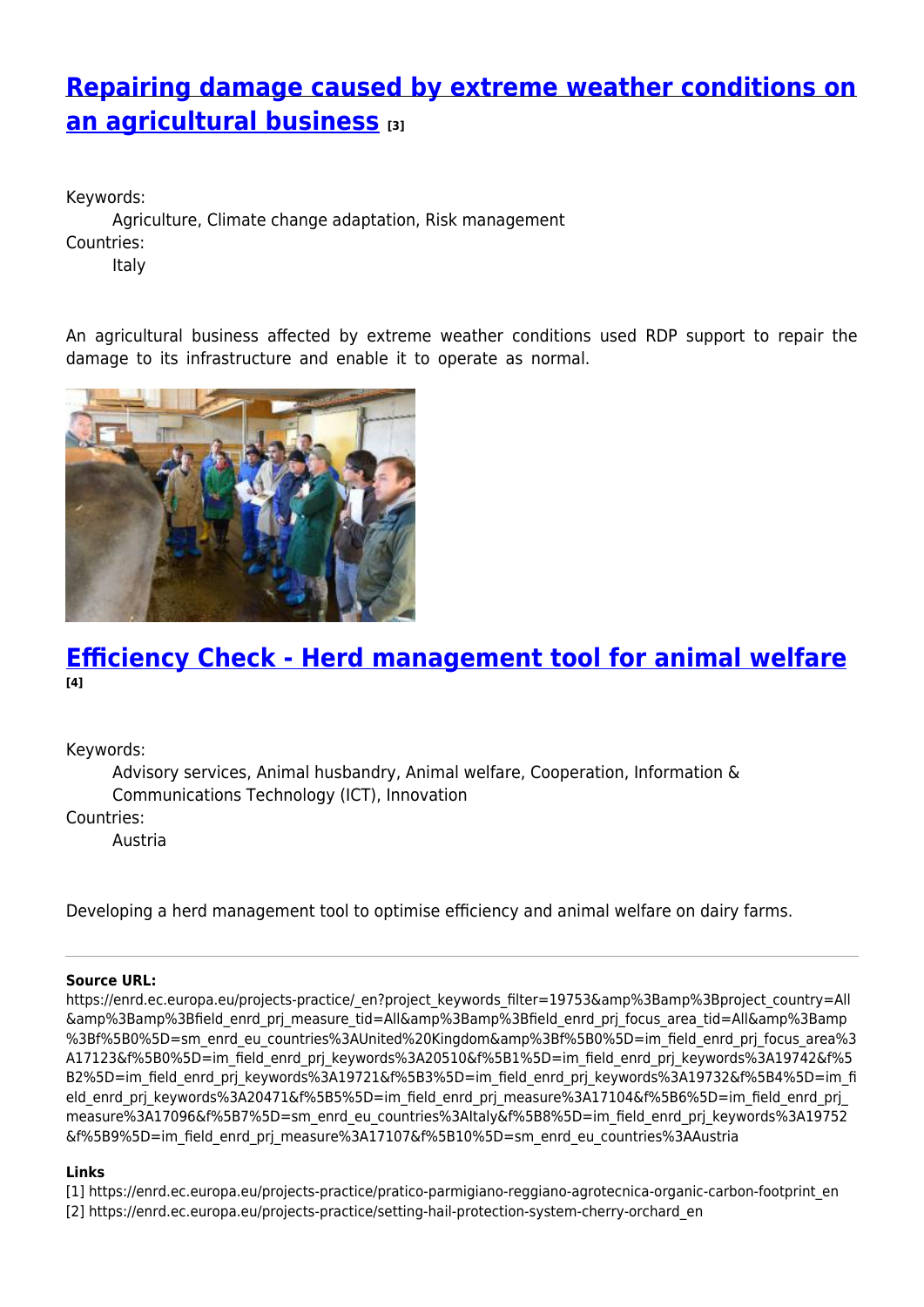## [Repairing damage caused by extreme weather conditions on an agricultural business](#) [3]

Keywords:

Agriculture, Climate change adaptation, Risk management

Countries:

Italy

An agricultural business affected by extreme weather conditions used RDP support to repair the damage to its infrastructure and enable it to operate as normal.

## [Efficiency Check - Herd management tool for animal welfare](#) [4]

Keywords:

Advisory services, Animal husbandry, Animal welfare, Cooperation, Information & Communications Technology (ICT), Innovation

Countries:

Austria

Developing a herd management tool to optimise efficiency and animal welfare on dairy farms.

---

**Source URL:** https://enrd.ec.europa.eu/projects-practice/_en?project_keywords_filter=19753&amp%3Bamp%3Bproject_country=All&amp%3Bamp%3Bfield_enrd_prj_measure_tid=All&amp%3Bamp%3Bfield_enrd_prj_focus_area_tid=All&amp%3Bamp%3Bf%5B0%5D=sm_enrd_eu_countries%3AUnited%20Kingdom&amp%3Bf%5B0%5D=im_field_enrd_prj_focus_area%3A17123&f%5B0%5D=im_field_enrd_prj_keywords%3A20510&f%5B1%5D=im_field_enrd_prj_keywords%3A19742&f%5B2%5D=im_field_enrd_prj_keywords%3A19721&f%5B3%5D=im_field_enrd_prj_keywords%3A19732&f%5B4%5D=im_field_enrd_prj_keywords%3A20471&f%5B5%5D=im_field_enrd_prj_measure%3A17104&f%5B6%5D=im_field_enrd_prj_measure%3A17096&f%5B7%5D=sm_enrd_eu_countries%3AItaly&f%5B8%5D=im_field_enrd_prj_keywords%3A19752&f%5B9%5D=im_field_enrd_prj_measure%3A17107&f%5B10%5D=sm_enrd_eu_countries%3AAustria

**Links**

[1] https://enrd.ec.europa.eu/projects-practice/pratico-parmigiano-reggiano-agrotecnica-organic-carbon-footprint_en
[2] https://enrd.ec.europa.eu/projects-practice/setting-hail-protection-system-cherry-orchard_en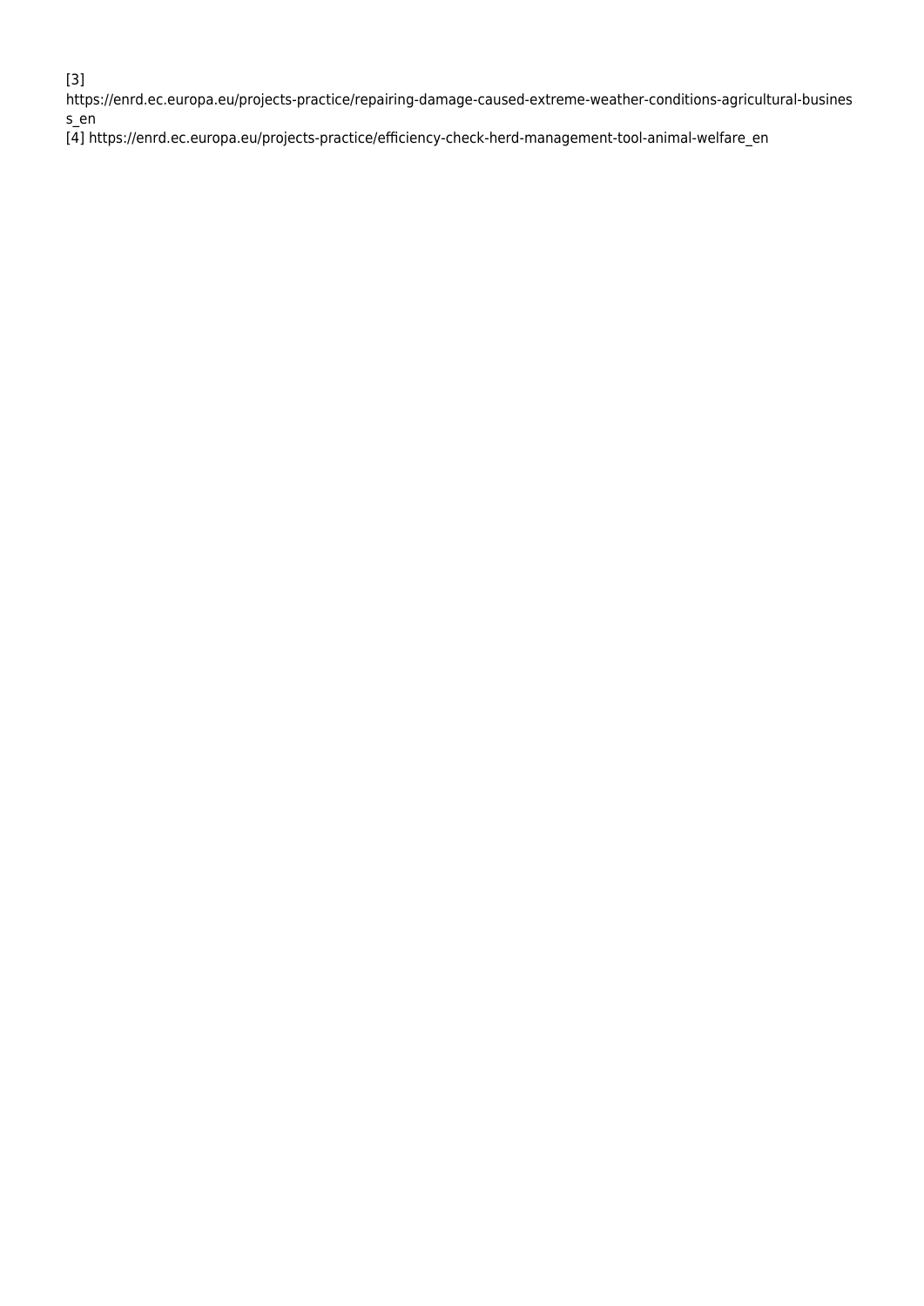[3] https://enrd.ec.europa.eu/projects-practice/repairing-damage-caused-extreme-weather-conditions-agricultural-business_en

[4] https://enrd.ec.europa.eu/projects-practice/efficiency-check-herd-management-tool-animal-welfare_en